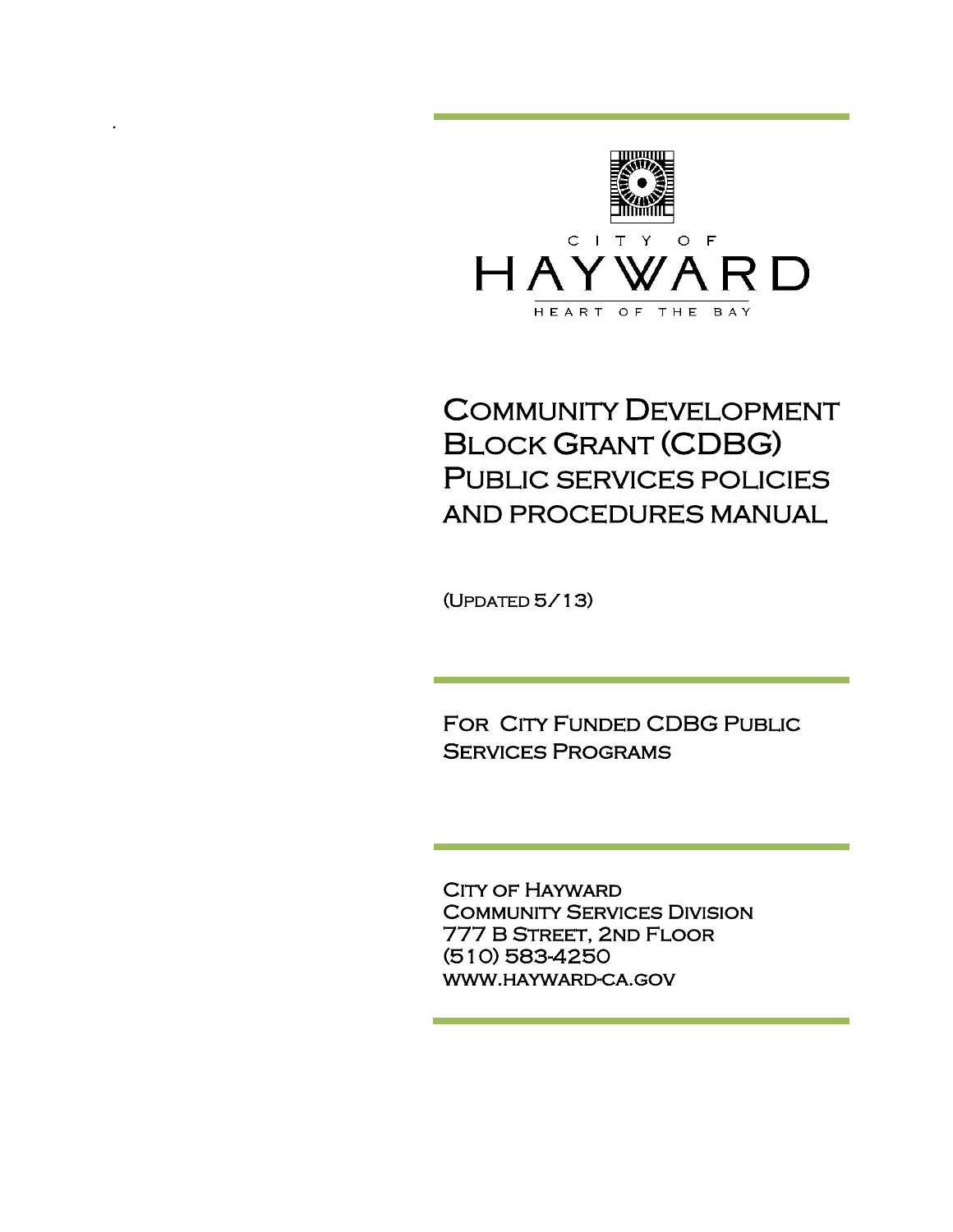CITY OF

HAYWARD

HEART OF THE BAY

# Community Development Block Grant (CDBG) Public services policies and procedures manual

(Updated 5/13)

## For City Funded CDBG Public Services Programs

City of Hayward
Community Services Division
777 B Street, 2nd Floor
(510) 583-4250
www.hayward-ca.gov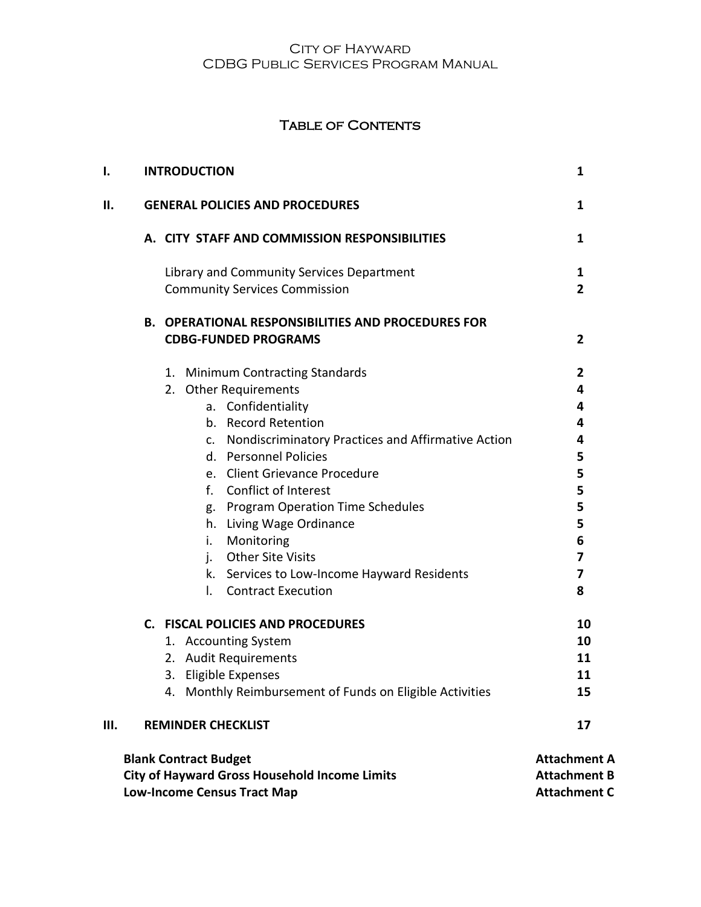City of Hayward
CDBG Public Services Program Manual

# Table of Contents

| | | |
|---|---|---|
| **I.** | **INTRODUCTION** | **1** |
| **II.** | **GENERAL POLICIES AND PROCEDURES** | **1** |
| | **A. CITY STAFF AND COMMISSION RESPONSIBILITIES** | **1** |
| | Library and Community Services Department | 1 |
| | Community Services Commission | 2 |
| | **B. OPERATIONAL RESPONSIBILITIES AND PROCEDURES FOR CDBG-FUNDED PROGRAMS** | **2** |
| | 1. Minimum Contracting Standards | 2 |
| | 2. Other Requirements | 4 |
| | a. Confidentiality | 4 |
| | b. Record Retention | 4 |
| | c. Nondiscriminatory Practices and Affirmative Action | 4 |
| | d. Personnel Policies | 5 |
| | e. Client Grievance Procedure | 5 |
| | f. Conflict of Interest | 5 |
| | g. Program Operation Time Schedules | 5 |
| | h. Living Wage Ordinance | 5 |
| | i. Monitoring | 6 |
| | j. Other Site Visits | 7 |
| | k. Services to Low-Income Hayward Residents | 7 |
| | l. Contract Execution | 8 |
| | **C. FISCAL POLICIES AND PROCEDURES** | **10** |
| | 1. Accounting System | 10 |
| | 2. Audit Requirements | 11 |
| | 3. Eligible Expenses | 11 |
| | 4. Monthly Reimbursement of Funds on Eligible Activities | 15 |
| **III.** | **REMINDER CHECKLIST** | **17** |

| | |
|---|---|
| **Blank Contract Budget** | **Attachment A** |
| **City of Hayward Gross Household Income Limits** | **Attachment B** |
| **Low-Income Census Tract Map** | **Attachment C** |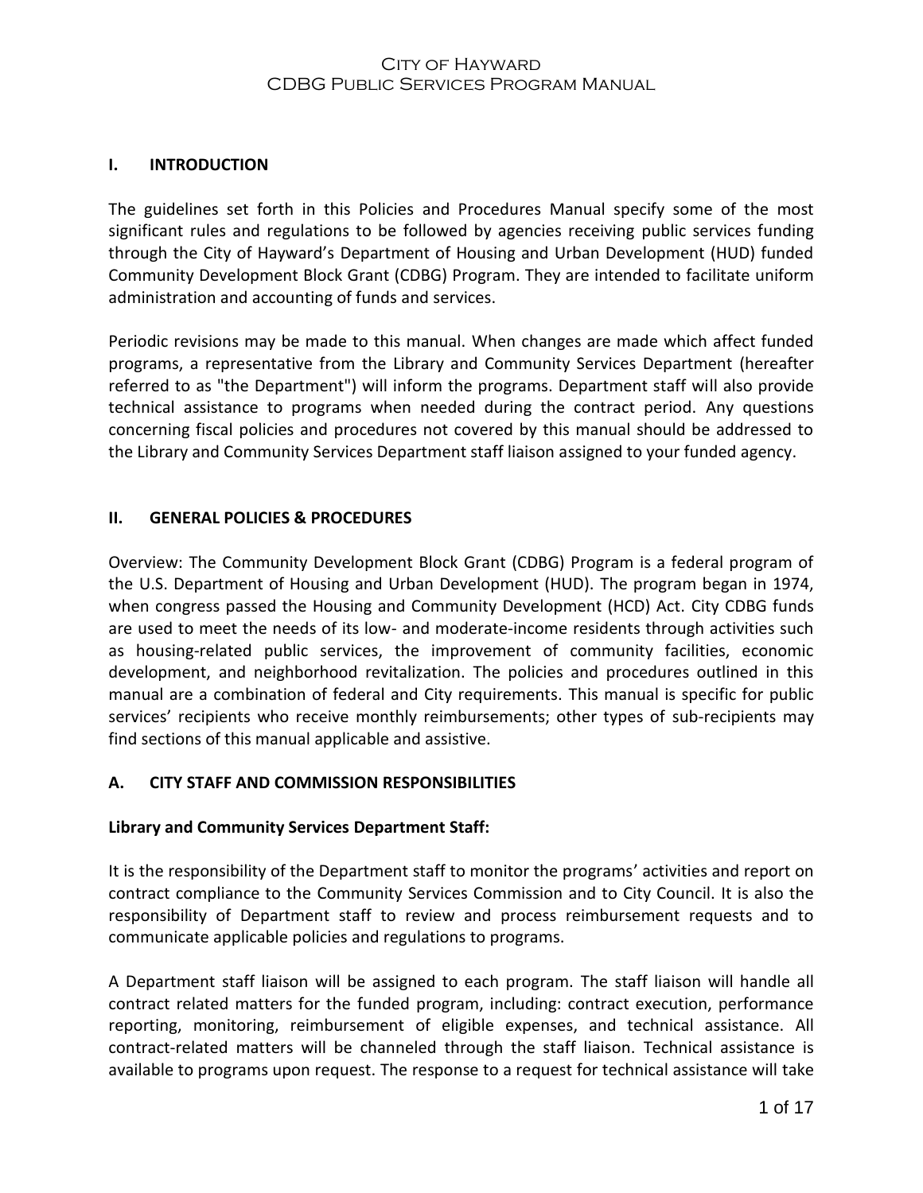## I. INTRODUCTION

The guidelines set forth in this Policies and Procedures Manual specify some of the most significant rules and regulations to be followed by agencies receiving public services funding through the City of Hayward's Department of Housing and Urban Development (HUD) funded Community Development Block Grant (CDBG) Program. They are intended to facilitate uniform administration and accounting of funds and services.

Periodic revisions may be made to this manual. When changes are made which affect funded programs, a representative from the Library and Community Services Department (hereafter referred to as "the Department") will inform the programs. Department staff will also provide technical assistance to programs when needed during the contract period. Any questions concerning fiscal policies and procedures not covered by this manual should be addressed to the Library and Community Services Department staff liaison assigned to your funded agency.

## II. GENERAL POLICIES & PROCEDURES

Overview: The Community Development Block Grant (CDBG) Program is a federal program of the U.S. Department of Housing and Urban Development (HUD). The program began in 1974, when congress passed the Housing and Community Development (HCD) Act. City CDBG funds are used to meet the needs of its low- and moderate-income residents through activities such as housing-related public services, the improvement of community facilities, economic development, and neighborhood revitalization. The policies and procedures outlined in this manual are a combination of federal and City requirements. This manual is specific for public services' recipients who receive monthly reimbursements; other types of sub-recipients may find sections of this manual applicable and assistive.

### A. CITY STAFF AND COMMISSION RESPONSIBILITIES

**Library and Community Services Department Staff:**

It is the responsibility of the Department staff to monitor the programs' activities and report on contract compliance to the Community Services Commission and to City Council. It is also the responsibility of Department staff to review and process reimbursement requests and to communicate applicable policies and regulations to programs.

A Department staff liaison will be assigned to each program. The staff liaison will handle all contract related matters for the funded program, including: contract execution, performance reporting, monitoring, reimbursement of eligible expenses, and technical assistance. All contract-related matters will be channeled through the staff liaison. Technical assistance is available to programs upon request. The response to a request for technical assistance will take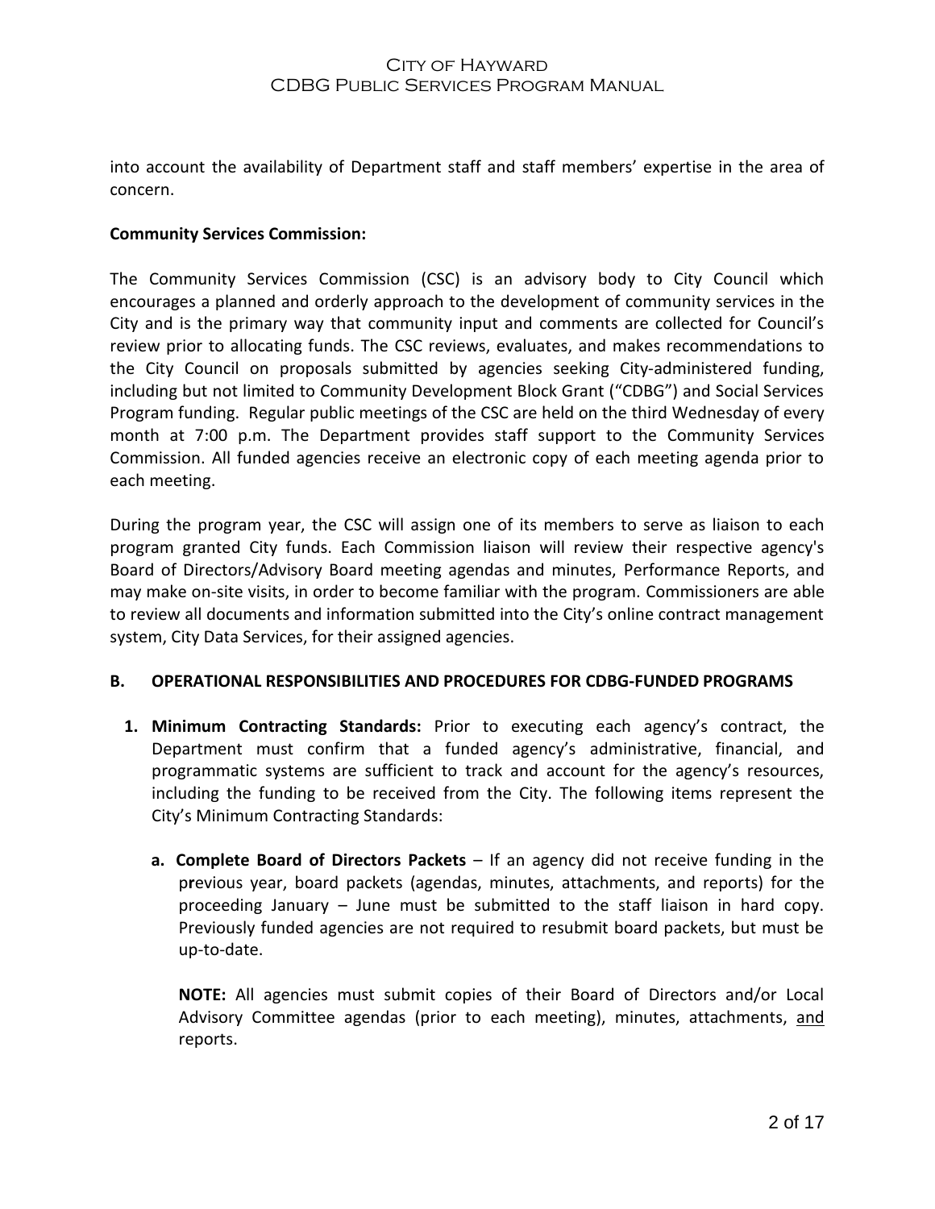into account the availability of Department staff and staff members' expertise in the area of concern.

**Community Services Commission:**

The Community Services Commission (CSC) is an advisory body to City Council which encourages a planned and orderly approach to the development of community services in the City and is the primary way that community input and comments are collected for Council's review prior to allocating funds. The CSC reviews, evaluates, and makes recommendations to the City Council on proposals submitted by agencies seeking City-administered funding, including but not limited to Community Development Block Grant ("CDBG") and Social Services Program funding. Regular public meetings of the CSC are held on the third Wednesday of every month at 7:00 p.m. The Department provides staff support to the Community Services Commission. All funded agencies receive an electronic copy of each meeting agenda prior to each meeting.

During the program year, the CSC will assign one of its members to serve as liaison to each program granted City funds. Each Commission liaison will review their respective agency's Board of Directors/Advisory Board meeting agendas and minutes, Performance Reports, and may make on-site visits, in order to become familiar with the program. Commissioners are able to review all documents and information submitted into the City's online contract management system, City Data Services, for their assigned agencies.

## B. OPERATIONAL RESPONSIBILITIES AND PROCEDURES FOR CDBG-FUNDED PROGRAMS

1. **Minimum Contracting Standards:** Prior to executing each agency's contract, the Department must confirm that a funded agency's administrative, financial, and programmatic systems are sufficient to track and account for the agency's resources, including the funding to be received from the City. The following items represent the City's Minimum Contracting Standards:

   a. **Complete Board of Directors Packets** – If an agency did not receive funding in the previous year, board packets (agendas, minutes, attachments, and reports) for the proceeding January – June must be submitted to the staff liaison in hard copy. Previously funded agencies are not required to resubmit board packets, but must be up-to-date.

      **NOTE:** All agencies must submit copies of their Board of Directors and/or Local Advisory Committee agendas (prior to each meeting), minutes, attachments, and reports.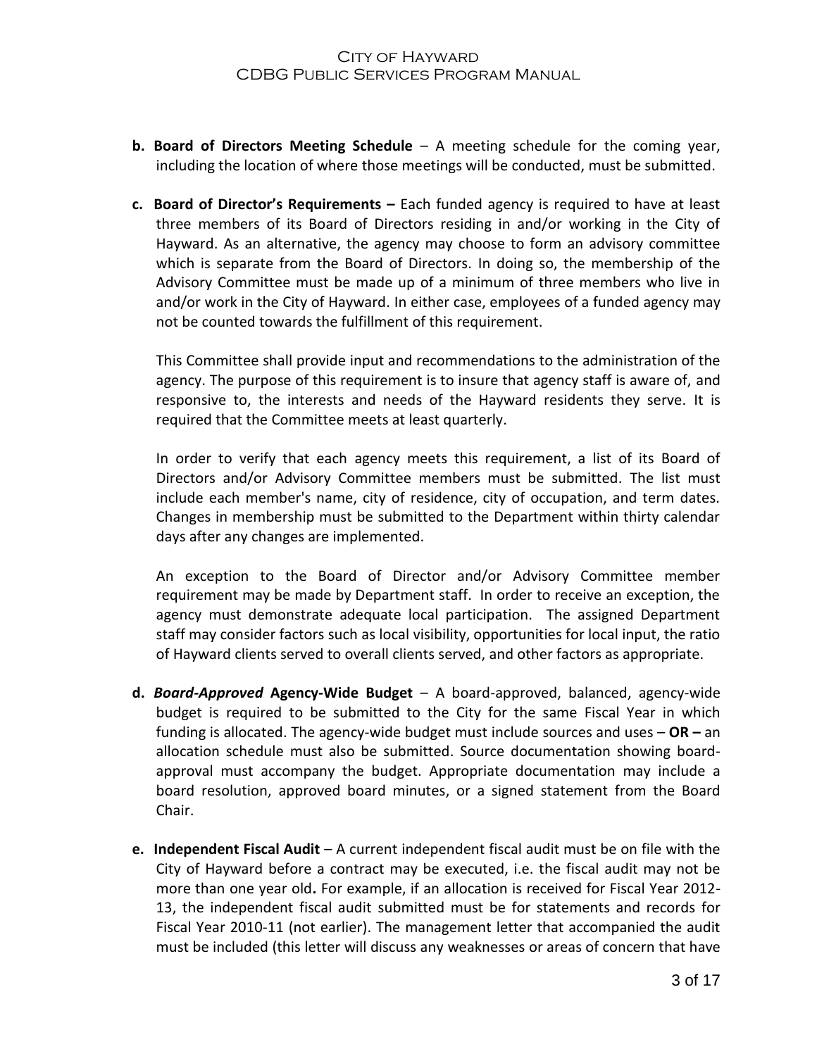**b. Board of Directors Meeting Schedule** – A meeting schedule for the coming year, including the location of where those meetings will be conducted, must be submitted.

**c. Board of Director's Requirements –** Each funded agency is required to have at least three members of its Board of Directors residing in and/or working in the City of Hayward. As an alternative, the agency may choose to form an advisory committee which is separate from the Board of Directors. In doing so, the membership of the Advisory Committee must be made up of a minimum of three members who live in and/or work in the City of Hayward. In either case, employees of a funded agency may not be counted towards the fulfillment of this requirement.

This Committee shall provide input and recommendations to the administration of the agency. The purpose of this requirement is to insure that agency staff is aware of, and responsive to, the interests and needs of the Hayward residents they serve. It is required that the Committee meets at least quarterly.

In order to verify that each agency meets this requirement, a list of its Board of Directors and/or Advisory Committee members must be submitted. The list must include each member's name, city of residence, city of occupation, and term dates. Changes in membership must be submitted to the Department within thirty calendar days after any changes are implemented.

An exception to the Board of Director and/or Advisory Committee member requirement may be made by Department staff. In order to receive an exception, the agency must demonstrate adequate local participation. The assigned Department staff may consider factors such as local visibility, opportunities for local input, the ratio of Hayward clients served to overall clients served, and other factors as appropriate.

**d. *Board-Approved* Agency-Wide Budget** – A board-approved, balanced, agency-wide budget is required to be submitted to the City for the same Fiscal Year in which funding is allocated. The agency-wide budget must include sources and uses – **OR –** an allocation schedule must also be submitted. Source documentation showing board-approval must accompany the budget. Appropriate documentation may include a board resolution, approved board minutes, or a signed statement from the Board Chair.

**e. Independent Fiscal Audit** – A current independent fiscal audit must be on file with the City of Hayward before a contract may be executed, i.e. the fiscal audit may not be more than one year old**.** For example, if an allocation is received for Fiscal Year 2012-13, the independent fiscal audit submitted must be for statements and records for Fiscal Year 2010-11 (not earlier). The management letter that accompanied the audit must be included (this letter will discuss any weaknesses or areas of concern that have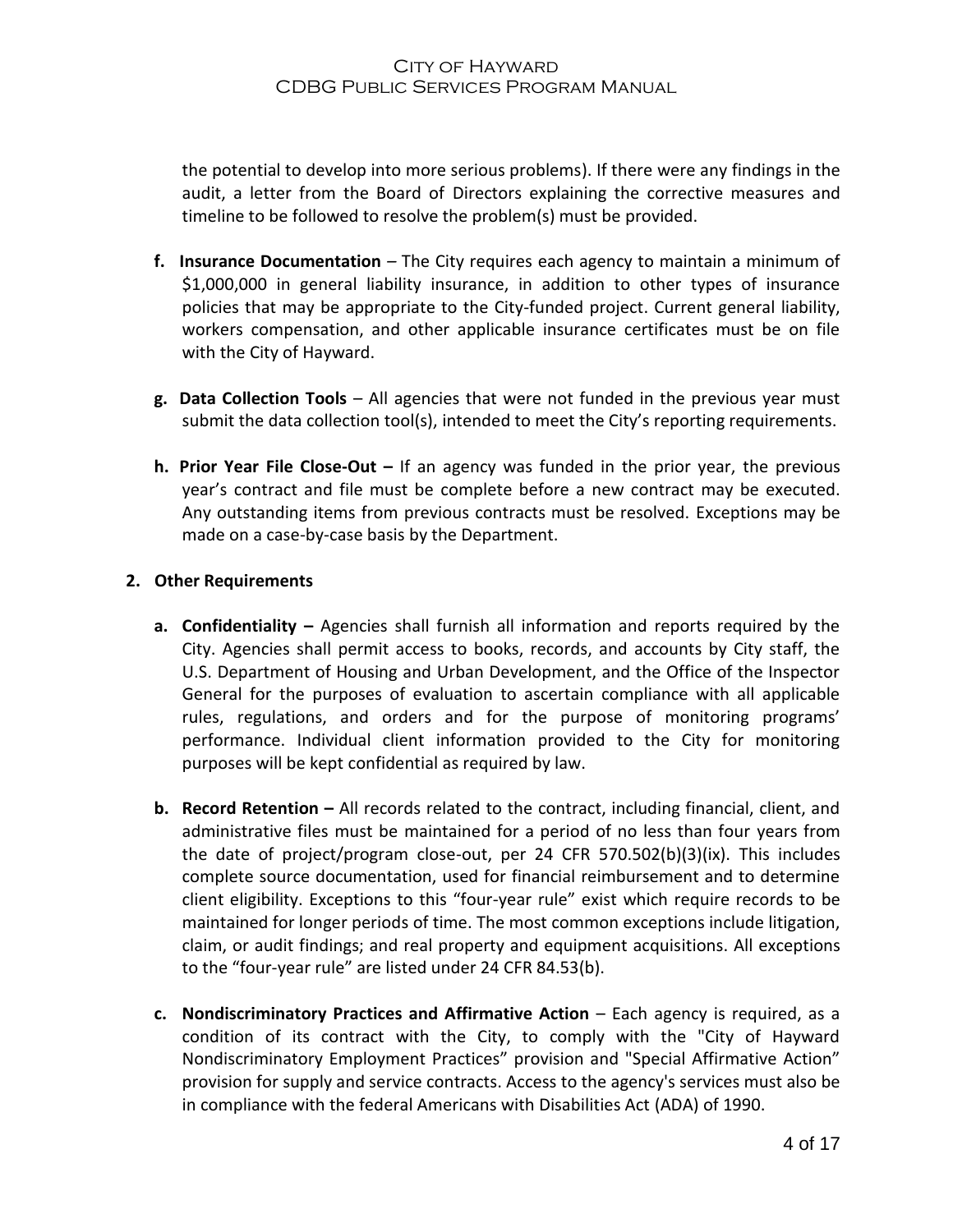the potential to develop into more serious problems). If there were any findings in the audit, a letter from the Board of Directors explaining the corrective measures and timeline to be followed to resolve the problem(s) must be provided.

f. **Insurance Documentation** – The City requires each agency to maintain a minimum of $1,000,000 in general liability insurance, in addition to other types of insurance policies that may be appropriate to the City-funded project. Current general liability, workers compensation, and other applicable insurance certificates must be on file with the City of Hayward.

g. **Data Collection Tools** – All agencies that were not funded in the previous year must submit the data collection tool(s), intended to meet the City's reporting requirements.

h. **Prior Year File Close-Out –** If an agency was funded in the prior year, the previous year's contract and file must be complete before a new contract may be executed. Any outstanding items from previous contracts must be resolved. Exceptions may be made on a case-by-case basis by the Department.

**2. Other Requirements**

a. **Confidentiality –** Agencies shall furnish all information and reports required by the City. Agencies shall permit access to books, records, and accounts by City staff, the U.S. Department of Housing and Urban Development, and the Office of the Inspector General for the purposes of evaluation to ascertain compliance with all applicable rules, regulations, and orders and for the purpose of monitoring programs' performance. Individual client information provided to the City for monitoring purposes will be kept confidential as required by law.

b. **Record Retention –** All records related to the contract, including financial, client, and administrative files must be maintained for a period of no less than four years from the date of project/program close-out, per 24 CFR 570.502(b)(3)(ix). This includes complete source documentation, used for financial reimbursement and to determine client eligibility. Exceptions to this "four-year rule" exist which require records to be maintained for longer periods of time. The most common exceptions include litigation, claim, or audit findings; and real property and equipment acquisitions. All exceptions to the "four-year rule" are listed under 24 CFR 84.53(b).

c. **Nondiscriminatory Practices and Affirmative Action** – Each agency is required, as a condition of its contract with the City, to comply with the "City of Hayward Nondiscriminatory Employment Practices" provision and "Special Affirmative Action" provision for supply and service contracts. Access to the agency's services must also be in compliance with the federal Americans with Disabilities Act (ADA) of 1990.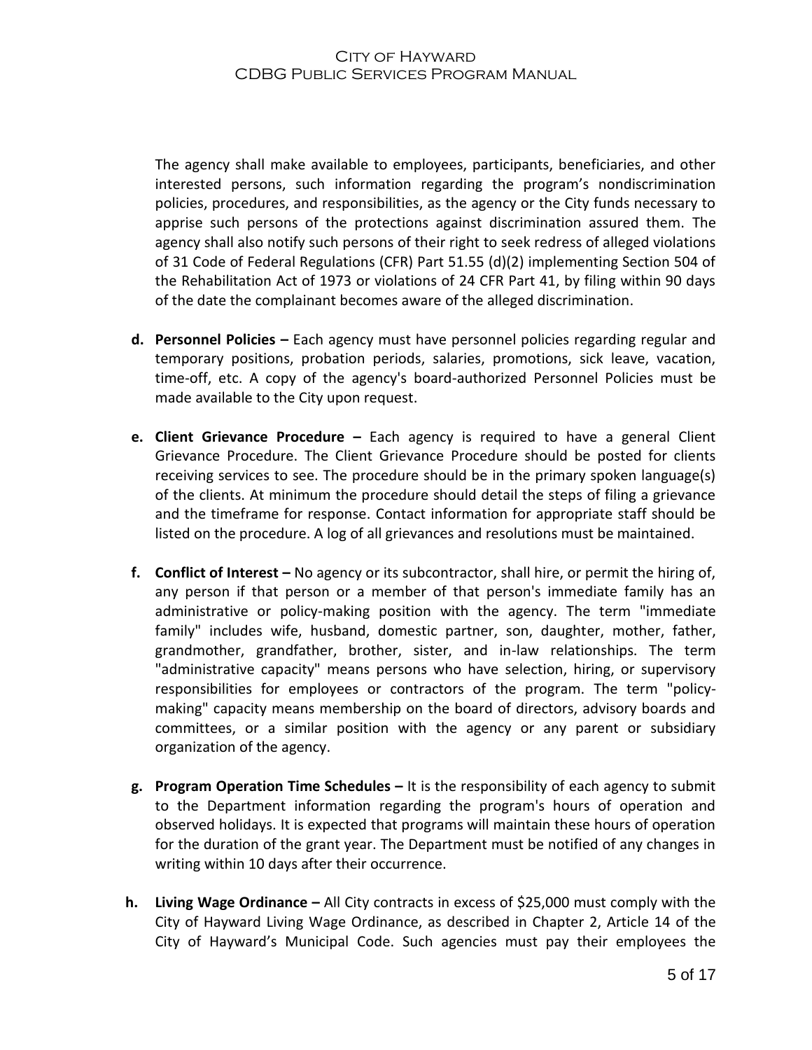The agency shall make available to employees, participants, beneficiaries, and other interested persons, such information regarding the program's nondiscrimination policies, procedures, and responsibilities, as the agency or the City funds necessary to apprise such persons of the protections against discrimination assured them. The agency shall also notify such persons of their right to seek redress of alleged violations of 31 Code of Federal Regulations (CFR) Part 51.55 (d)(2) implementing Section 504 of the Rehabilitation Act of 1973 or violations of 24 CFR Part 41, by filing within 90 days of the date the complainant becomes aware of the alleged discrimination.

d. **Personnel Policies –** Each agency must have personnel policies regarding regular and temporary positions, probation periods, salaries, promotions, sick leave, vacation, time-off, etc. A copy of the agency's board-authorized Personnel Policies must be made available to the City upon request.

e. **Client Grievance Procedure –** Each agency is required to have a general Client Grievance Procedure. The Client Grievance Procedure should be posted for clients receiving services to see. The procedure should be in the primary spoken language(s) of the clients. At minimum the procedure should detail the steps of filing a grievance and the timeframe for response. Contact information for appropriate staff should be listed on the procedure. A log of all grievances and resolutions must be maintained.

f. **Conflict of Interest –** No agency or its subcontractor, shall hire, or permit the hiring of, any person if that person or a member of that person's immediate family has an administrative or policy-making position with the agency. The term "immediate family" includes wife, husband, domestic partner, son, daughter, mother, father, grandmother, grandfather, brother, sister, and in-law relationships. The term "administrative capacity" means persons who have selection, hiring, or supervisory responsibilities for employees or contractors of the program. The term "policy-making" capacity means membership on the board of directors, advisory boards and committees, or a similar position with the agency or any parent or subsidiary organization of the agency.

g. **Program Operation Time Schedules –** It is the responsibility of each agency to submit to the Department information regarding the program's hours of operation and observed holidays. It is expected that programs will maintain these hours of operation for the duration of the grant year. The Department must be notified of any changes in writing within 10 days after their occurrence.

h. **Living Wage Ordinance –** All City contracts in excess of $25,000 must comply with the City of Hayward Living Wage Ordinance, as described in Chapter 2, Article 14 of the City of Hayward's Municipal Code. Such agencies must pay their employees the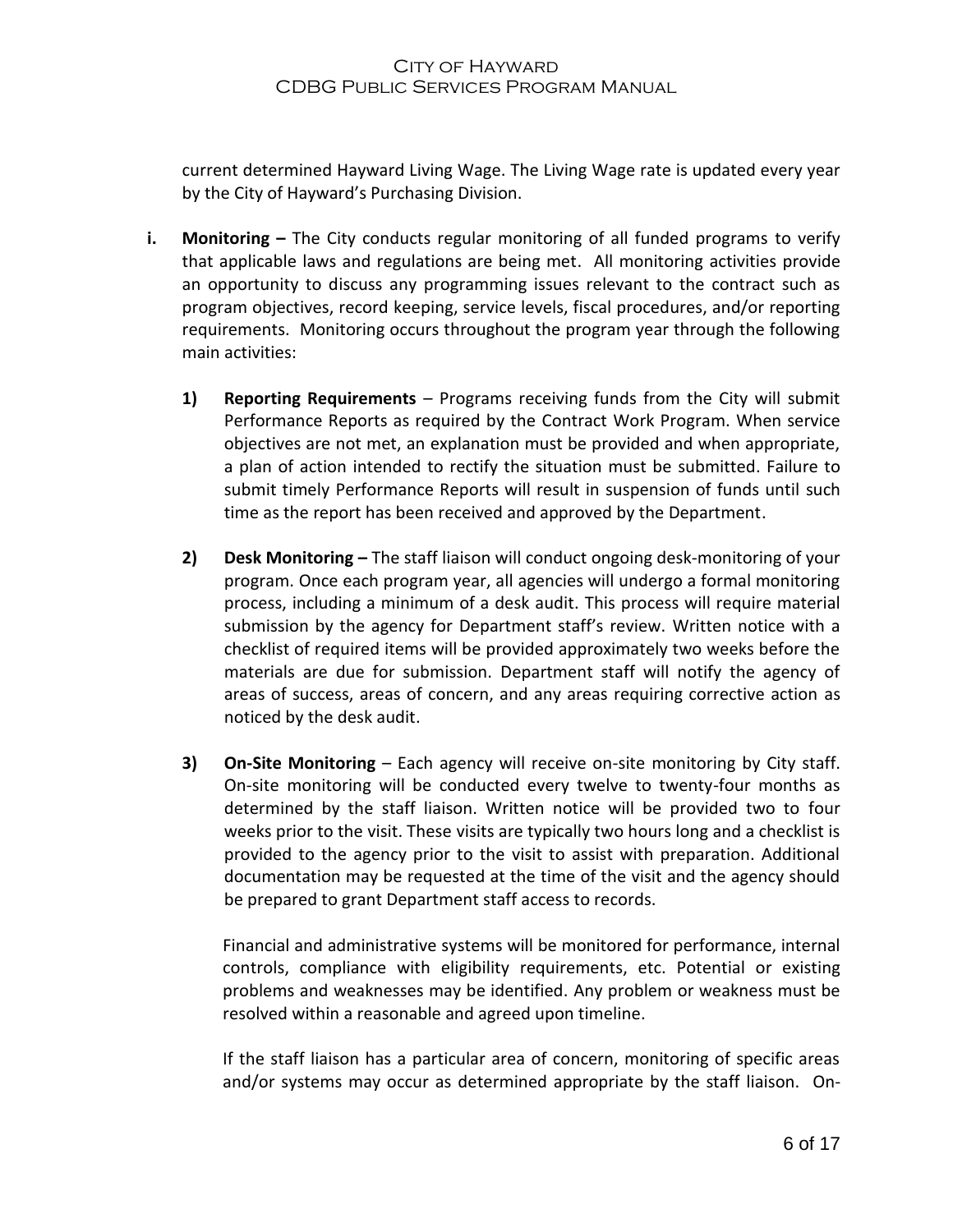current determined Hayward Living Wage. The Living Wage rate is updated every year by the City of Hayward's Purchasing Division.

**i. Monitoring –** The City conducts regular monitoring of all funded programs to verify that applicable laws and regulations are being met. All monitoring activities provide an opportunity to discuss any programming issues relevant to the contract such as program objectives, record keeping, service levels, fiscal procedures, and/or reporting requirements. Monitoring occurs throughout the program year through the following main activities:

**1) Reporting Requirements** – Programs receiving funds from the City will submit Performance Reports as required by the Contract Work Program. When service objectives are not met, an explanation must be provided and when appropriate, a plan of action intended to rectify the situation must be submitted. Failure to submit timely Performance Reports will result in suspension of funds until such time as the report has been received and approved by the Department.

**2) Desk Monitoring –** The staff liaison will conduct ongoing desk-monitoring of your program. Once each program year, all agencies will undergo a formal monitoring process, including a minimum of a desk audit. This process will require material submission by the agency for Department staff's review. Written notice with a checklist of required items will be provided approximately two weeks before the materials are due for submission. Department staff will notify the agency of areas of success, areas of concern, and any areas requiring corrective action as noticed by the desk audit.

**3) On-Site Monitoring** – Each agency will receive on-site monitoring by City staff. On-site monitoring will be conducted every twelve to twenty-four months as determined by the staff liaison. Written notice will be provided two to four weeks prior to the visit. These visits are typically two hours long and a checklist is provided to the agency prior to the visit to assist with preparation. Additional documentation may be requested at the time of the visit and the agency should be prepared to grant Department staff access to records.

Financial and administrative systems will be monitored for performance, internal controls, compliance with eligibility requirements, etc. Potential or existing problems and weaknesses may be identified. Any problem or weakness must be resolved within a reasonable and agreed upon timeline.

If the staff liaison has a particular area of concern, monitoring of specific areas and/or systems may occur as determined appropriate by the staff liaison. On-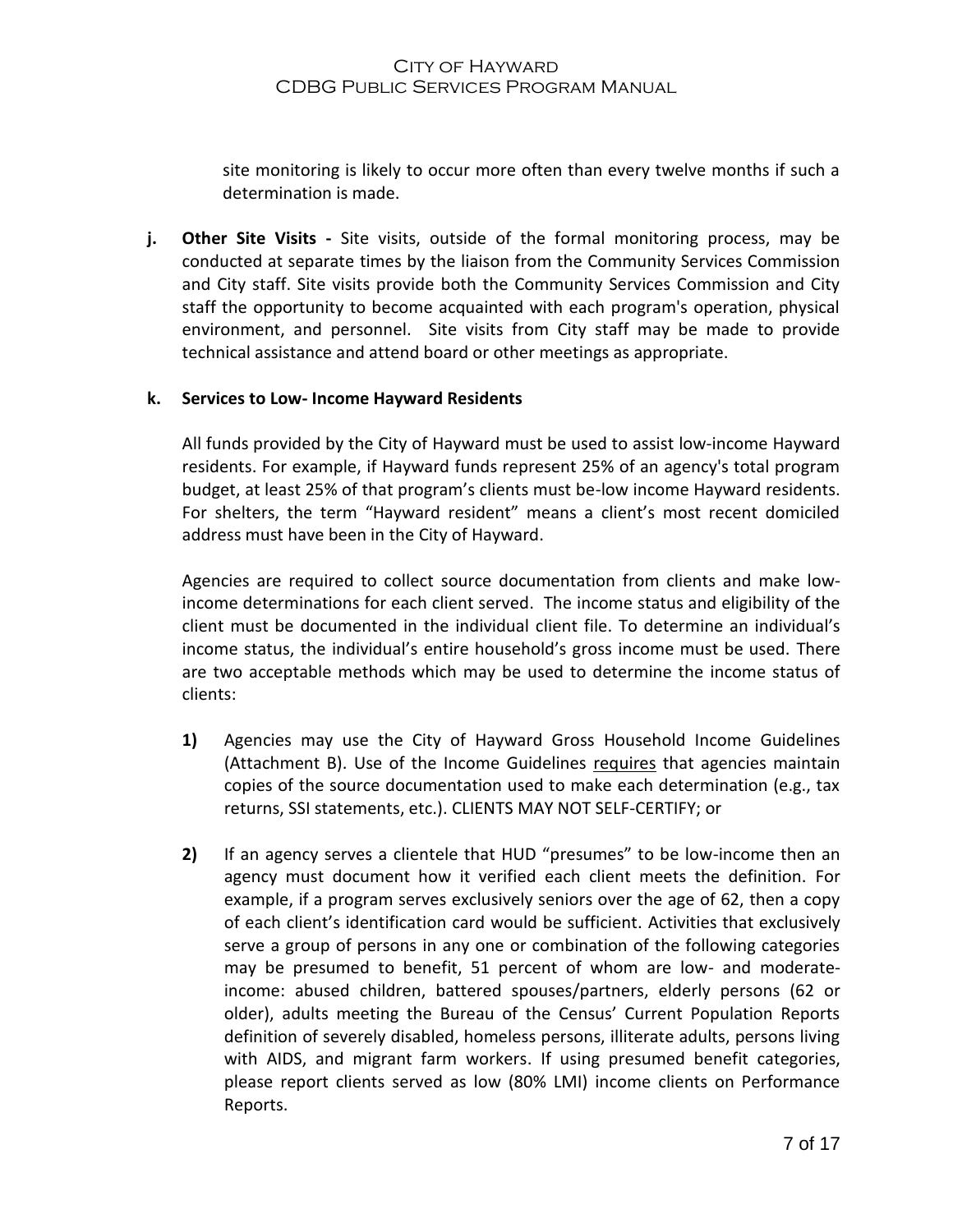site monitoring is likely to occur more often than every twelve months if such a determination is made.

**j. Other Site Visits -** Site visits, outside of the formal monitoring process, may be conducted at separate times by the liaison from the Community Services Commission and City staff. Site visits provide both the Community Services Commission and City staff the opportunity to become acquainted with each program's operation, physical environment, and personnel. Site visits from City staff may be made to provide technical assistance and attend board or other meetings as appropriate.

**k. Services to Low- Income Hayward Residents**

All funds provided by the City of Hayward must be used to assist low-income Hayward residents. For example, if Hayward funds represent 25% of an agency's total program budget, at least 25% of that program's clients must be-low income Hayward residents. For shelters, the term "Hayward resident" means a client's most recent domiciled address must have been in the City of Hayward.

Agencies are required to collect source documentation from clients and make low-income determinations for each client served. The income status and eligibility of the client must be documented in the individual client file. To determine an individual's income status, the individual's entire household's gross income must be used. There are two acceptable methods which may be used to determine the income status of clients:

**1)** Agencies may use the City of Hayward Gross Household Income Guidelines (Attachment B). Use of the Income Guidelines <u>requires</u> that agencies maintain copies of the source documentation used to make each determination (e.g., tax returns, SSI statements, etc.). CLIENTS MAY NOT SELF-CERTIFY; or

**2)** If an agency serves a clientele that HUD "presumes" to be low-income then an agency must document how it verified each client meets the definition. For example, if a program serves exclusively seniors over the age of 62, then a copy of each client's identification card would be sufficient. Activities that exclusively serve a group of persons in any one or combination of the following categories may be presumed to benefit, 51 percent of whom are low- and moderate-income: abused children, battered spouses/partners, elderly persons (62 or older), adults meeting the Bureau of the Census' Current Population Reports definition of severely disabled, homeless persons, illiterate adults, persons living with AIDS, and migrant farm workers. If using presumed benefit categories, please report clients served as low (80% LMI) income clients on Performance Reports.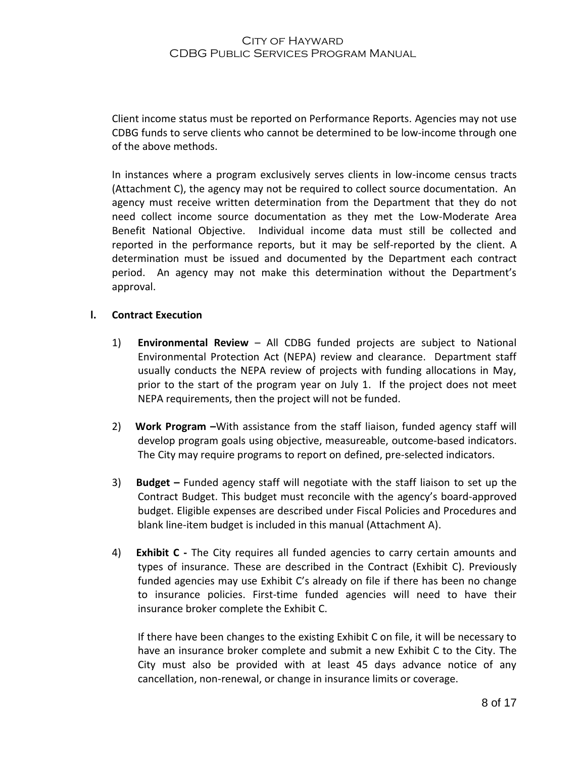Client income status must be reported on Performance Reports. Agencies may not use CDBG funds to serve clients who cannot be determined to be low-income through one of the above methods.

In instances where a program exclusively serves clients in low-income census tracts (Attachment C), the agency may not be required to collect source documentation. An agency must receive written determination from the Department that they do not need collect income source documentation as they met the Low-Moderate Area Benefit National Objective. Individual income data must still be collected and reported in the performance reports, but it may be self-reported by the client. A determination must be issued and documented by the Department each contract period. An agency may not make this determination without the Department's approval.

## I. Contract Execution

1) **Environmental Review** – All CDBG funded projects are subject to National Environmental Protection Act (NEPA) review and clearance. Department staff usually conducts the NEPA review of projects with funding allocations in May, prior to the start of the program year on July 1. If the project does not meet NEPA requirements, then the project will not be funded.

2) **Work Program –** With assistance from the staff liaison, funded agency staff will develop program goals using objective, measureable, outcome-based indicators. The City may require programs to report on defined, pre-selected indicators.

3) **Budget –** Funded agency staff will negotiate with the staff liaison to set up the Contract Budget. This budget must reconcile with the agency's board-approved budget. Eligible expenses are described under Fiscal Policies and Procedures and blank line-item budget is included in this manual (Attachment A).

4) **Exhibit C -** The City requires all funded agencies to carry certain amounts and types of insurance. These are described in the Contract (Exhibit C). Previously funded agencies may use Exhibit C's already on file if there has been no change to insurance policies. First-time funded agencies will need to have their insurance broker complete the Exhibit C.

   If there have been changes to the existing Exhibit C on file, it will be necessary to have an insurance broker complete and submit a new Exhibit C to the City. The City must also be provided with at least 45 days advance notice of any cancellation, non-renewal, or change in insurance limits or coverage.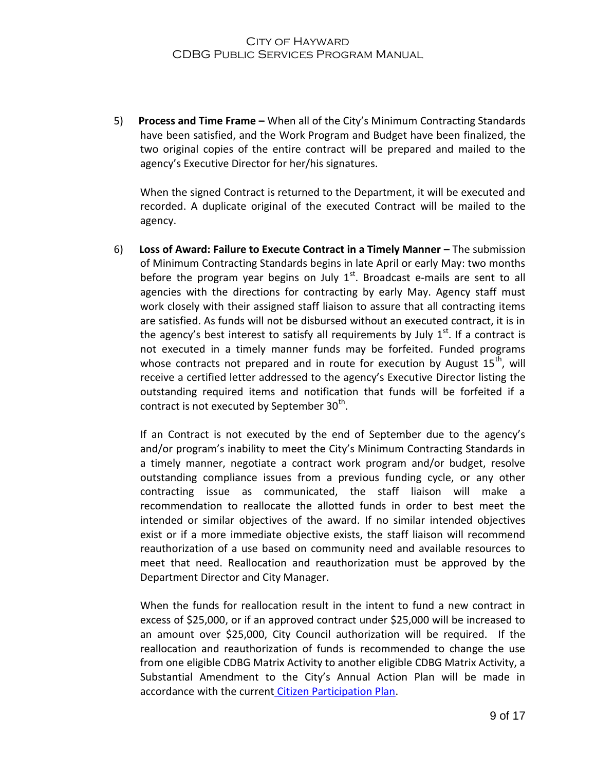5) **Process and Time Frame –** When all of the City's Minimum Contracting Standards have been satisfied, and the Work Program and Budget have been finalized, the two original copies of the entire contract will be prepared and mailed to the agency's Executive Director for her/his signatures.

   When the signed Contract is returned to the Department, it will be executed and recorded. A duplicate original of the executed Contract will be mailed to the agency.

6) **Loss of Award: Failure to Execute Contract in a Timely Manner –** The submission of Minimum Contracting Standards begins in late April or early May: two months before the program year begins on July 1st. Broadcast e-mails are sent to all agencies with the directions for contracting by early May. Agency staff must work closely with their assigned staff liaison to assure that all contracting items are satisfied. As funds will not be disbursed without an executed contract, it is in the agency's best interest to satisfy all requirements by July 1st. If a contract is not executed in a timely manner funds may be forfeited. Funded programs whose contracts not prepared and in route for execution by August 15th, will receive a certified letter addressed to the agency's Executive Director listing the outstanding required items and notification that funds will be forfeited if a contract is not executed by September 30th.

   If an Contract is not executed by the end of September due to the agency's and/or program's inability to meet the City's Minimum Contracting Standards in a timely manner, negotiate a contract work program and/or budget, resolve outstanding compliance issues from a previous funding cycle, or any other contracting issue as communicated, the staff liaison will make a recommendation to reallocate the allotted funds in order to best meet the intended or similar objectives of the award. If no similar intended objectives exist or if a more immediate objective exists, the staff liaison will recommend reauthorization of a use based on community need and available resources to meet that need. Reallocation and reauthorization must be approved by the Department Director and City Manager.

   When the funds for reallocation result in the intent to fund a new contract in excess of $25,000, or if an approved contract under $25,000 will be increased to an amount over $25,000, City Council authorization will be required. If the reallocation and reauthorization of funds is recommended to change the use from one eligible CDBG Matrix Activity to another eligible CDBG Matrix Activity, a Substantial Amendment to the City's Annual Action Plan will be made in accordance with the current Citizen Participation Plan.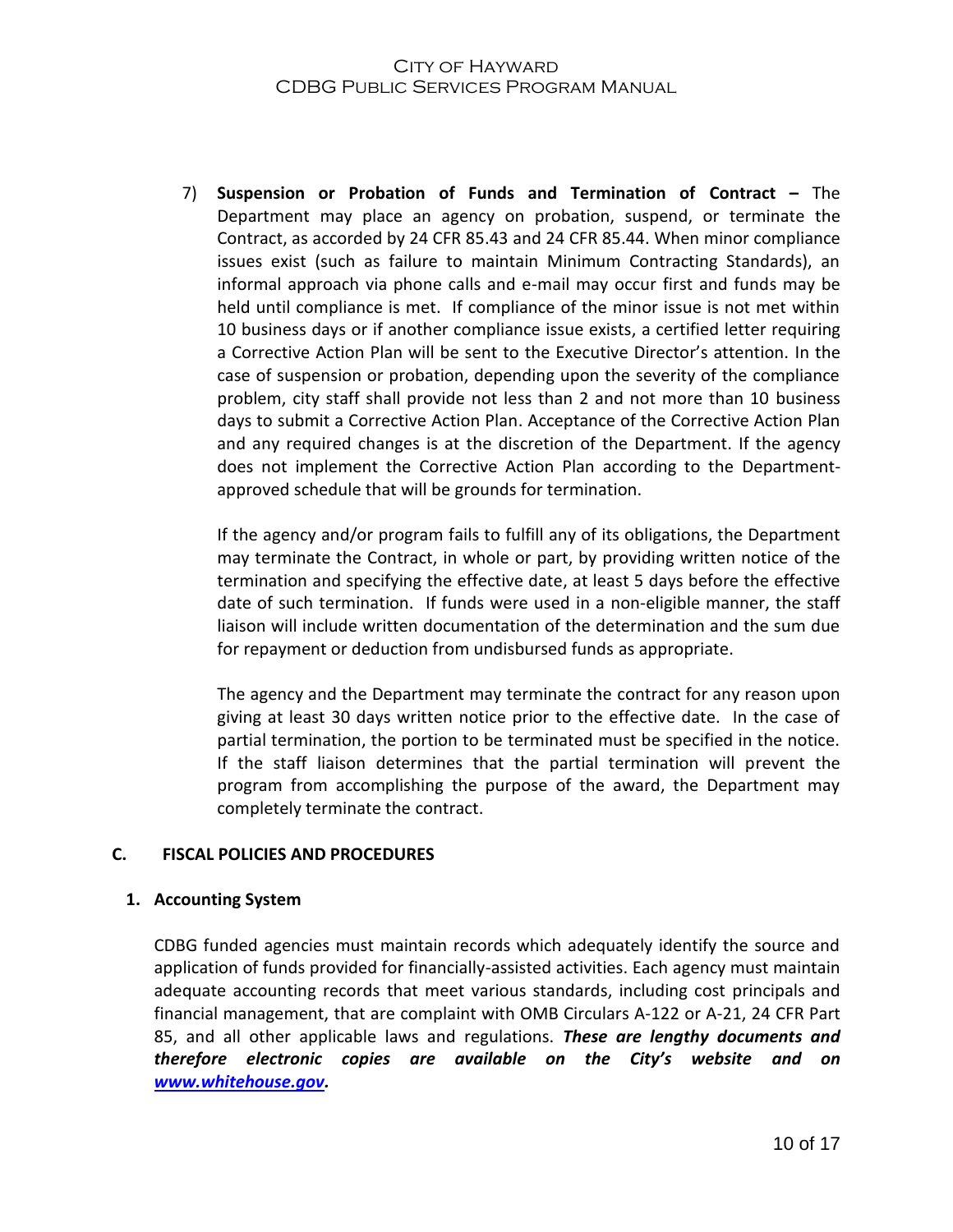7) **Suspension or Probation of Funds and Termination of Contract –** The Department may place an agency on probation, suspend, or terminate the Contract, as accorded by 24 CFR 85.43 and 24 CFR 85.44. When minor compliance issues exist (such as failure to maintain Minimum Contracting Standards), an informal approach via phone calls and e-mail may occur first and funds may be held until compliance is met. If compliance of the minor issue is not met within 10 business days or if another compliance issue exists, a certified letter requiring a Corrective Action Plan will be sent to the Executive Director's attention. In the case of suspension or probation, depending upon the severity of the compliance problem, city staff shall provide not less than 2 and not more than 10 business days to submit a Corrective Action Plan. Acceptance of the Corrective Action Plan and any required changes is at the discretion of the Department. If the agency does not implement the Corrective Action Plan according to the Department-approved schedule that will be grounds for termination.

   If the agency and/or program fails to fulfill any of its obligations, the Department may terminate the Contract, in whole or part, by providing written notice of the termination and specifying the effective date, at least 5 days before the effective date of such termination. If funds were used in a non-eligible manner, the staff liaison will include written documentation of the determination and the sum due for repayment or deduction from undisbursed funds as appropriate.

   The agency and the Department may terminate the contract for any reason upon giving at least 30 days written notice prior to the effective date. In the case of partial termination, the portion to be terminated must be specified in the notice. If the staff liaison determines that the partial termination will prevent the program from accomplishing the purpose of the award, the Department may completely terminate the contract.

## C. FISCAL POLICIES AND PROCEDURES

### 1. Accounting System

CDBG funded agencies must maintain records which adequately identify the source and application of funds provided for financially-assisted activities. Each agency must maintain adequate accounting records that meet various standards, including cost principals and financial management, that are complaint with OMB Circulars A-122 or A-21, 24 CFR Part 85, and all other applicable laws and regulations. ***These are lengthy documents and therefore electronic copies are available on the City's website and on [www.whitehouse.gov](www.whitehouse.gov).***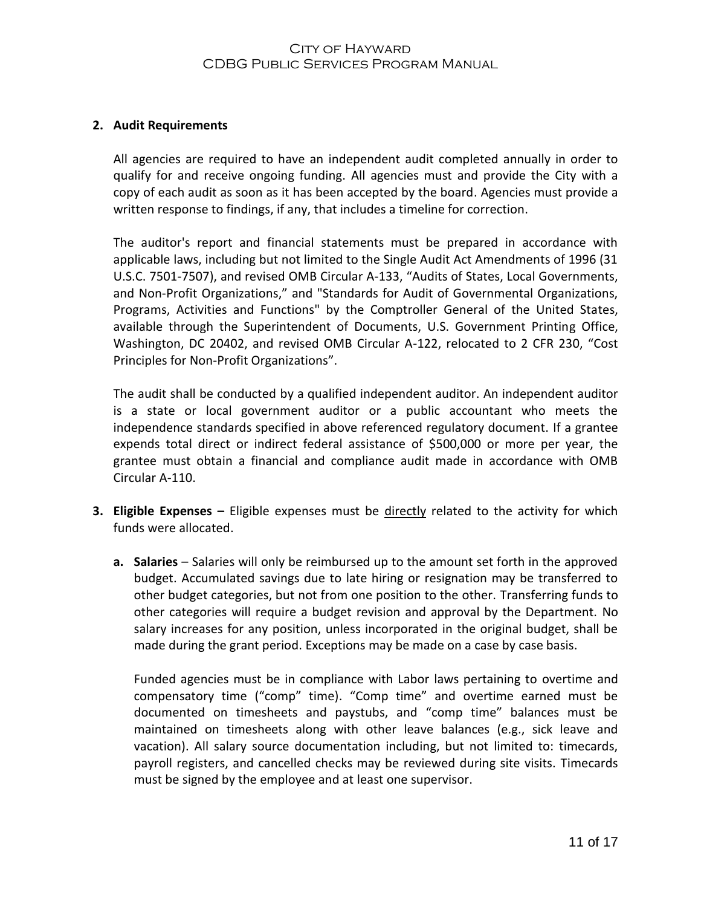**2. Audit Requirements**

All agencies are required to have an independent audit completed annually in order to qualify for and receive ongoing funding. All agencies must and provide the City with a copy of each audit as soon as it has been accepted by the board. Agencies must provide a written response to findings, if any, that includes a timeline for correction.

The auditor's report and financial statements must be prepared in accordance with applicable laws, including but not limited to the Single Audit Act Amendments of 1996 (31 U.S.C. 7501-7507), and revised OMB Circular A-133, "Audits of States, Local Governments, and Non-Profit Organizations," and "Standards for Audit of Governmental Organizations, Programs, Activities and Functions" by the Comptroller General of the United States, available through the Superintendent of Documents, U.S. Government Printing Office, Washington, DC 20402, and revised OMB Circular A-122, relocated to 2 CFR 230, "Cost Principles for Non-Profit Organizations".

The audit shall be conducted by a qualified independent auditor. An independent auditor is a state or local government auditor or a public accountant who meets the independence standards specified in above referenced regulatory document. If a grantee expends total direct or indirect federal assistance of $500,000 or more per year, the grantee must obtain a financial and compliance audit made in accordance with OMB Circular A-110.

**3. Eligible Expenses –** Eligible expenses must be <u>directly</u> related to the activity for which funds were allocated.

**a. Salaries** – Salaries will only be reimbursed up to the amount set forth in the approved budget. Accumulated savings due to late hiring or resignation may be transferred to other budget categories, but not from one position to the other. Transferring funds to other categories will require a budget revision and approval by the Department. No salary increases for any position, unless incorporated in the original budget, shall be made during the grant period. Exceptions may be made on a case by case basis.

Funded agencies must be in compliance with Labor laws pertaining to overtime and compensatory time ("comp" time). "Comp time" and overtime earned must be documented on timesheets and paystubs, and "comp time" balances must be maintained on timesheets along with other leave balances (e.g., sick leave and vacation). All salary source documentation including, but not limited to: timecards, payroll registers, and cancelled checks may be reviewed during site visits. Timecards must be signed by the employee and at least one supervisor.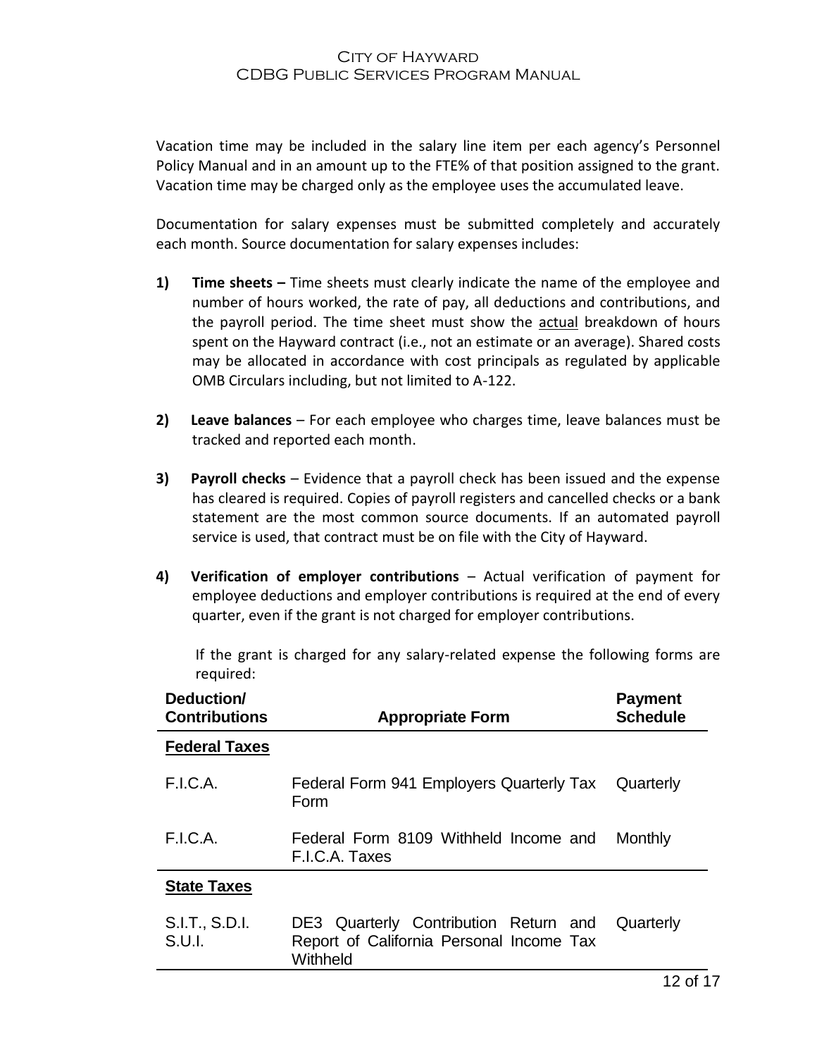Vacation time may be included in the salary line item per each agency's Personnel Policy Manual and in an amount up to the FTE% of that position assigned to the grant. Vacation time may be charged only as the employee uses the accumulated leave.

Documentation for salary expenses must be submitted completely and accurately each month. Source documentation for salary expenses includes:

1) **Time sheets –** Time sheets must clearly indicate the name of the employee and number of hours worked, the rate of pay, all deductions and contributions, and the payroll period. The time sheet must show the actual breakdown of hours spent on the Hayward contract (i.e., not an estimate or an average). Shared costs may be allocated in accordance with cost principals as regulated by applicable OMB Circulars including, but not limited to A-122.

2) **Leave balances** – For each employee who charges time, leave balances must be tracked and reported each month.

3) **Payroll checks** – Evidence that a payroll check has been issued and the expense has cleared is required. Copies of payroll registers and cancelled checks or a bank statement are the most common source documents. If an automated payroll service is used, that contract must be on file with the City of Hayward.

4) **Verification of employer contributions** – Actual verification of payment for employee deductions and employer contributions is required at the end of every quarter, even if the grant is not charged for employer contributions.

If the grant is charged for any salary-related expense the following forms are required:

| Deduction/ Contributions | Appropriate Form | Payment Schedule |
|---|---|---|
| **Federal Taxes** | | |
| F.I.C.A. | Federal Form 941 Employers Quarterly Tax Form | Quarterly |
| F.I.C.A. | Federal Form 8109 Withheld Income and F.I.C.A. Taxes | Monthly |
| **State Taxes** | | |
| S.I.T., S.D.I. S.U.I. | DE3 Quarterly Contribution Return and Report of California Personal Income Tax Withheld | Quarterly |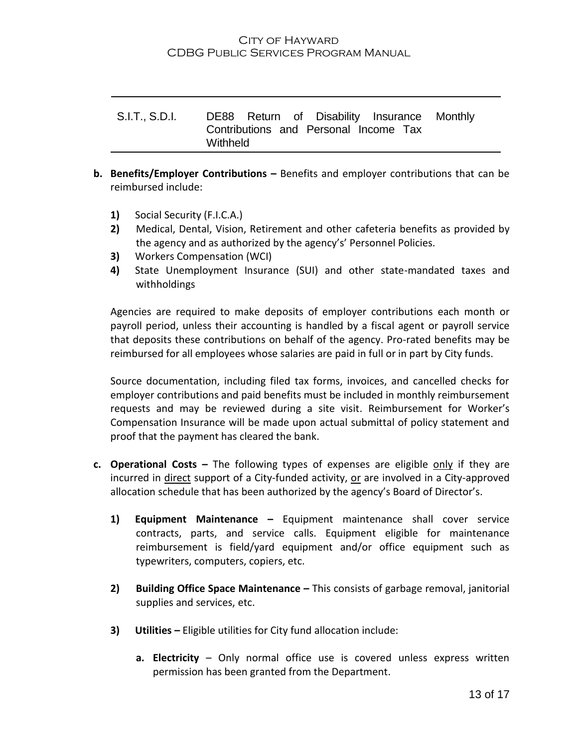| S.I.T., S.D.I. | DE88 Return of Disability Insurance Monthly Contributions and Personal Income Tax Withheld |
|---|---|

**b. Benefits/Employer Contributions –** Benefits and employer contributions that can be reimbursed include:

**1)** Social Security (F.I.C.A.)

**2)** Medical, Dental, Vision, Retirement and other cafeteria benefits as provided by the agency and as authorized by the agency's' Personnel Policies.

**3)** Workers Compensation (WCI)

**4)** State Unemployment Insurance (SUI) and other state-mandated taxes and withholdings

Agencies are required to make deposits of employer contributions each month or payroll period, unless their accounting is handled by a fiscal agent or payroll service that deposits these contributions on behalf of the agency. Pro-rated benefits may be reimbursed for all employees whose salaries are paid in full or in part by City funds.

Source documentation, including filed tax forms, invoices, and cancelled checks for employer contributions and paid benefits must be included in monthly reimbursement requests and may be reviewed during a site visit. Reimbursement for Worker's Compensation Insurance will be made upon actual submittal of policy statement and proof that the payment has cleared the bank.

**c. Operational Costs –** The following types of expenses are eligible <u>only</u> if they are incurred in <u>direct</u> support of a City-funded activity, <u>or</u> are involved in a City-approved allocation schedule that has been authorized by the agency's Board of Director's.

**1) Equipment Maintenance –** Equipment maintenance shall cover service contracts, parts, and service calls. Equipment eligible for maintenance reimbursement is field/yard equipment and/or office equipment such as typewriters, computers, copiers, etc.

**2) Building Office Space Maintenance –** This consists of garbage removal, janitorial supplies and services, etc.

**3) Utilities –** Eligible utilities for City fund allocation include:

**a. Electricity** – Only normal office use is covered unless express written permission has been granted from the Department.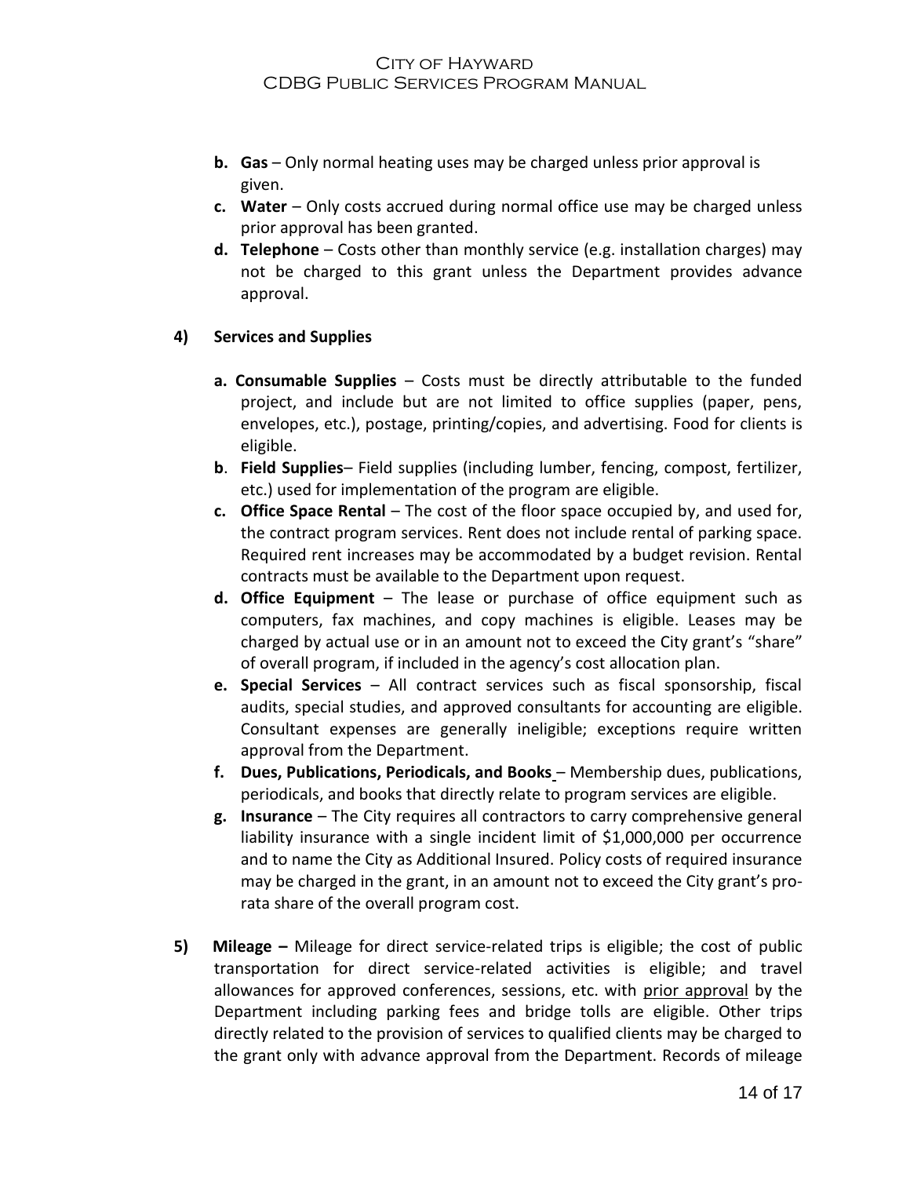- **b. Gas** – Only normal heating uses may be charged unless prior approval is given.
- **c. Water** – Only costs accrued during normal office use may be charged unless prior approval has been granted.
- **d. Telephone** – Costs other than monthly service (e.g. installation charges) may not be charged to this grant unless the Department provides advance approval.

**4) Services and Supplies**

- **a. Consumable Supplies** – Costs must be directly attributable to the funded project, and include but are not limited to office supplies (paper, pens, envelopes, etc.), postage, printing/copies, and advertising. Food for clients is eligible.
- **b. Field Supplies**– Field supplies (including lumber, fencing, compost, fertilizer, etc.) used for implementation of the program are eligible.
- **c. Office Space Rental** – The cost of the floor space occupied by, and used for, the contract program services. Rent does not include rental of parking space. Required rent increases may be accommodated by a budget revision. Rental contracts must be available to the Department upon request.
- **d. Office Equipment** – The lease or purchase of office equipment such as computers, fax machines, and copy machines is eligible. Leases may be charged by actual use or in an amount not to exceed the City grant's "share" of overall program, if included in the agency's cost allocation plan.
- **e. Special Services** – All contract services such as fiscal sponsorship, fiscal audits, special studies, and approved consultants for accounting are eligible. Consultant expenses are generally ineligible; exceptions require written approval from the Department.
- **f. Dues, Publications, Periodicals, and Books** – Membership dues, publications, periodicals, and books that directly relate to program services are eligible.
- **g. Insurance** – The City requires all contractors to carry comprehensive general liability insurance with a single incident limit of $1,000,000 per occurrence and to name the City as Additional Insured. Policy costs of required insurance may be charged in the grant, in an amount not to exceed the City grant's pro-rata share of the overall program cost.

**5) Mileage –** Mileage for direct service-related trips is eligible; the cost of public transportation for direct service-related activities is eligible; and travel allowances for approved conferences, sessions, etc. with prior approval by the Department including parking fees and bridge tolls are eligible. Other trips directly related to the provision of services to qualified clients may be charged to the grant only with advance approval from the Department. Records of mileage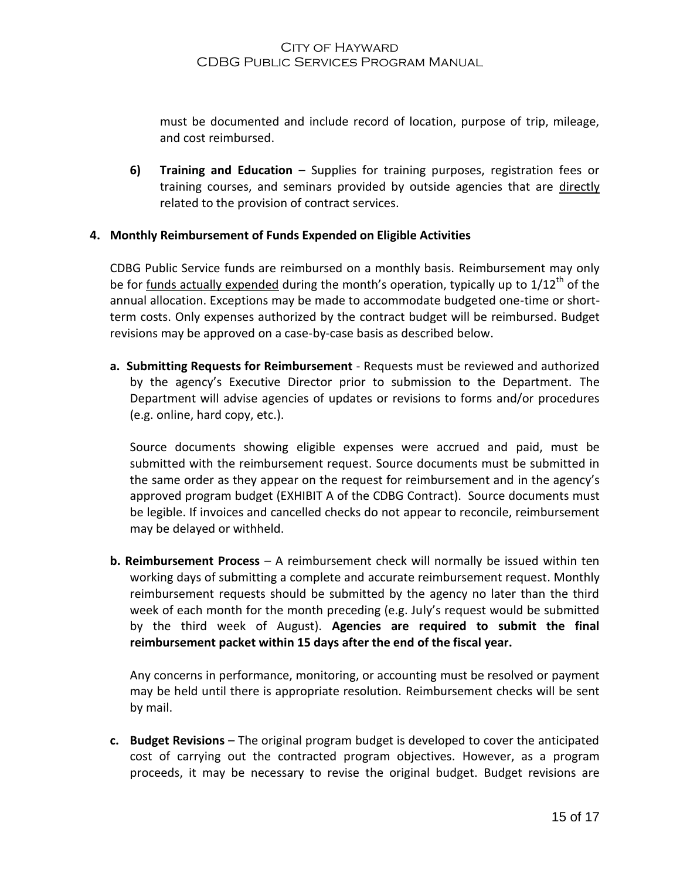must be documented and include record of location, purpose of trip, mileage, and cost reimbursed.

6) **Training and Education** – Supplies for training purposes, registration fees or training courses, and seminars provided by outside agencies that are directly related to the provision of contract services.

### 4. Monthly Reimbursement of Funds Expended on Eligible Activities

CDBG Public Service funds are reimbursed on a monthly basis. Reimbursement may only be for funds actually expended during the month's operation, typically up to 1/12th of the annual allocation. Exceptions may be made to accommodate budgeted one-time or short-term costs. Only expenses authorized by the contract budget will be reimbursed. Budget revisions may be approved on a case-by-case basis as described below.

**a. Submitting Requests for Reimbursement** - Requests must be reviewed and authorized by the agency's Executive Director prior to submission to the Department. The Department will advise agencies of updates or revisions to forms and/or procedures (e.g. online, hard copy, etc.).

Source documents showing eligible expenses were accrued and paid, must be submitted with the reimbursement request. Source documents must be submitted in the same order as they appear on the request for reimbursement and in the agency's approved program budget (EXHIBIT A of the CDBG Contract). Source documents must be legible. If invoices and cancelled checks do not appear to reconcile, reimbursement may be delayed or withheld.

**b. Reimbursement Process** – A reimbursement check will normally be issued within ten working days of submitting a complete and accurate reimbursement request. Monthly reimbursement requests should be submitted by the agency no later than the third week of each month for the month preceding (e.g. July's request would be submitted by the third week of August). **Agencies are required to submit the final reimbursement packet within 15 days after the end of the fiscal year.**

Any concerns in performance, monitoring, or accounting must be resolved or payment may be held until there is appropriate resolution. Reimbursement checks will be sent by mail.

**c. Budget Revisions** – The original program budget is developed to cover the anticipated cost of carrying out the contracted program objectives. However, as a program proceeds, it may be necessary to revise the original budget. Budget revisions are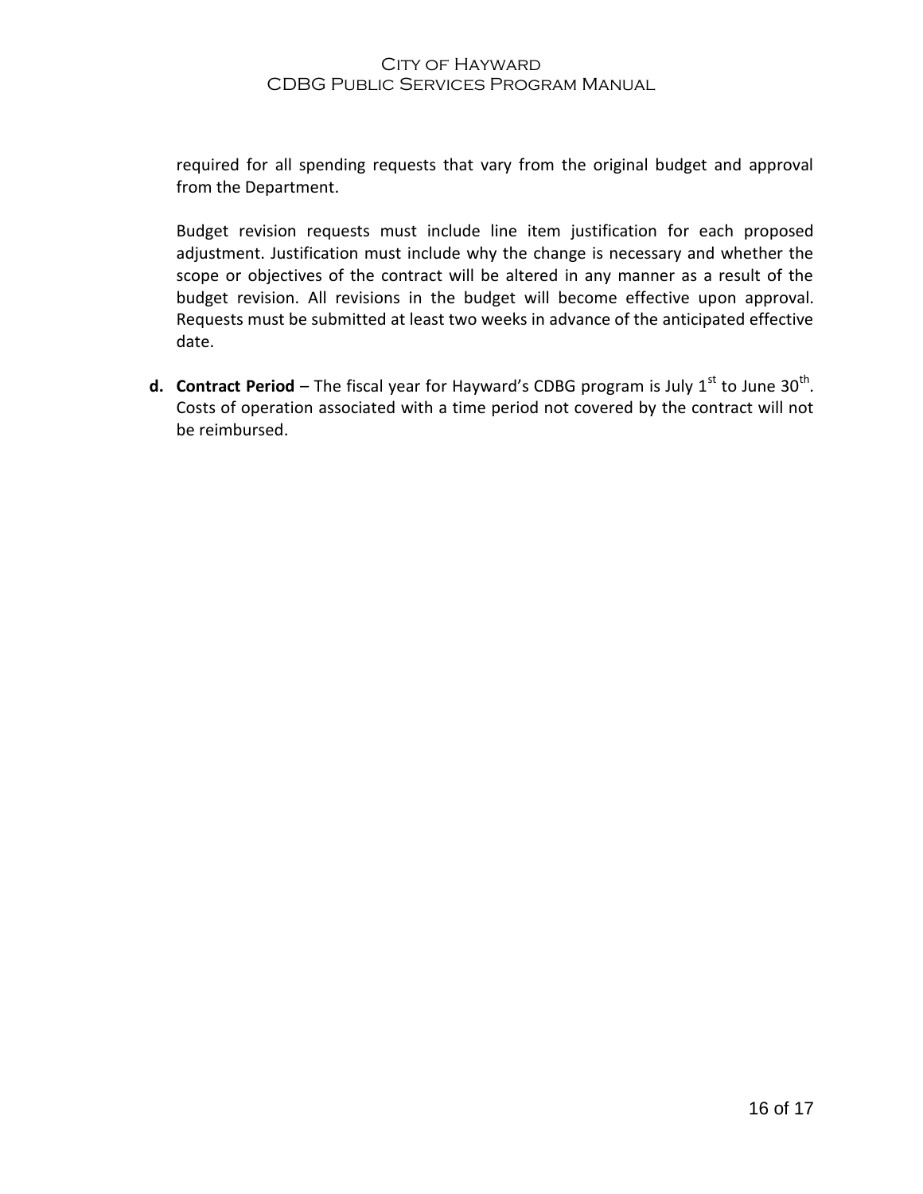required for all spending requests that vary from the original budget and approval from the Department.

Budget revision requests must include line item justification for each proposed adjustment. Justification must include why the change is necessary and whether the scope or objectives of the contract will be altered in any manner as a result of the budget revision. All revisions in the budget will become effective upon approval. Requests must be submitted at least two weeks in advance of the anticipated effective date.

**d. Contract Period** – The fiscal year for Hayward's CDBG program is July 1st to June 30th. Costs of operation associated with a time period not covered by the contract will not be reimbursed.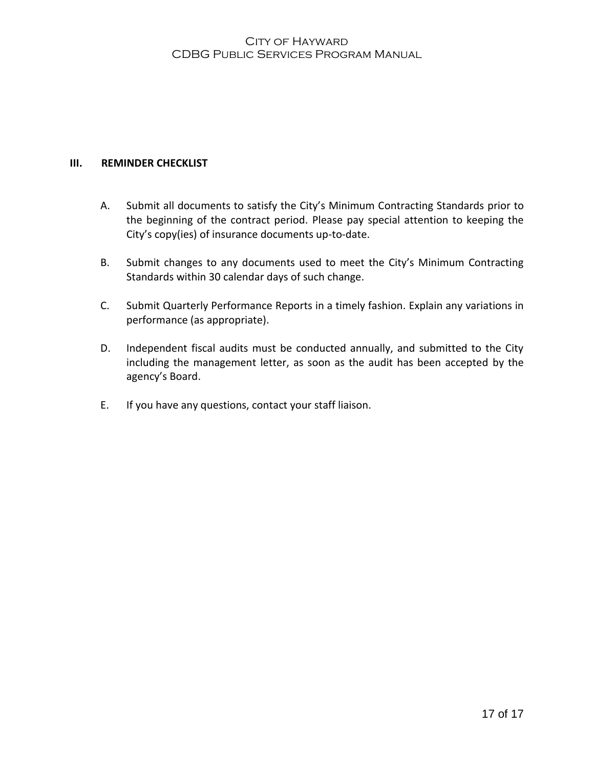## III. REMINDER CHECKLIST

A. Submit all documents to satisfy the City's Minimum Contracting Standards prior to the beginning of the contract period. Please pay special attention to keeping the City's copy(ies) of insurance documents up-to-date.

B. Submit changes to any documents used to meet the City's Minimum Contracting Standards within 30 calendar days of such change.

C. Submit Quarterly Performance Reports in a timely fashion. Explain any variations in performance (as appropriate).

D. Independent fiscal audits must be conducted annually, and submitted to the City including the management letter, as soon as the audit has been accepted by the agency's Board.

E. If you have any questions, contact your staff liaison.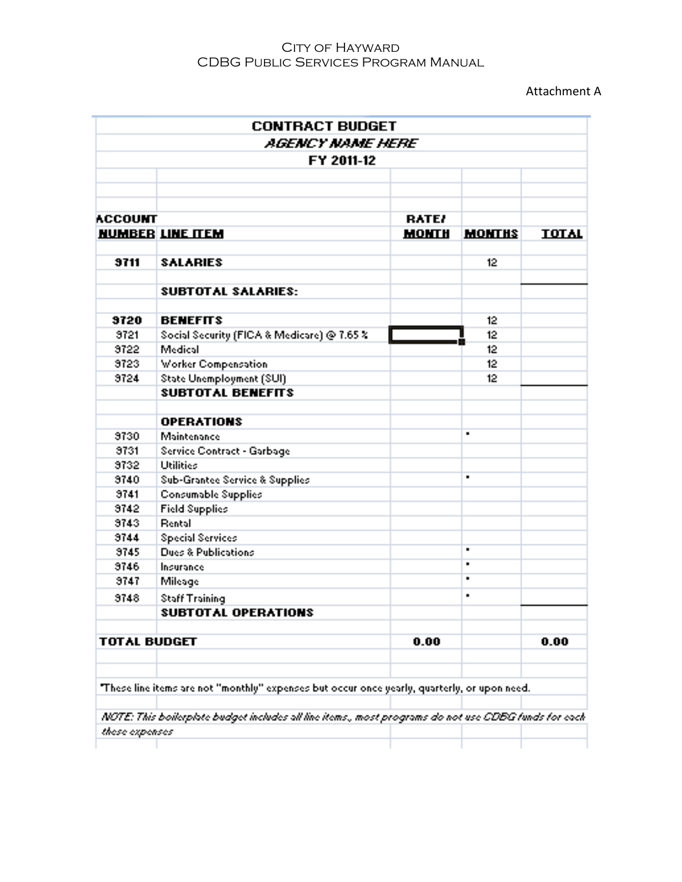Attachment A

| | CONTRACT BUDGET | | | |
|---|---|---|---|---|
| | *AGENCY NAME HERE* | | | |
| | FY 2011-12 | | | |
| **ACCOUNT NUMBER** | **LINE ITEM** | **RATE/ MONTH** | **MONTHS** | **TOTAL** |
| **9711** | **SALARIES** | | 12 | |
| | **SUBTOTAL SALARIES:** | | | |
| **9720** | **BENEFITS** | | 12 | |
| 9721 | Social Security (FICA & Medicare) @ 7.65 % | | 12 | |
| 9722 | Medical | | 12 | |
| 9723 | Worker Compensation | | 12 | |
| 9724 | State Unemployment (SUI) | | 12 | |
| | **SUBTOTAL BENEFITS** | | | |
| | **OPERATIONS** | | | |
| 9730 | Maintenance | | * | |
| 9731 | Service Contract - Garbage | | | |
| 9732 | Utilities | | | |
| 9740 | Sub-Grantee Service & Supplies | | * | |
| 9741 | Consumable Supplies | | | |
| 9742 | Field Supplies | | | |
| 9743 | Rental | | | |
| 9744 | Special Services | | | |
| 9745 | Dues & Publications | | * | |
| 9746 | Insurance | | * | |
| 9747 | Mileage | | * | |
| 9748 | Staff Training | | * | |
| | **SUBTOTAL OPERATIONS** | | | |
| **TOTAL BUDGET** | | **0.00** | | **0.00** |

*These line items are not "monthly" expenses but occur once yearly, quarterly, or upon need.

*NOTE: This boilerplate budget includes all line items., most programs do not use CDBG funds for each these expenses*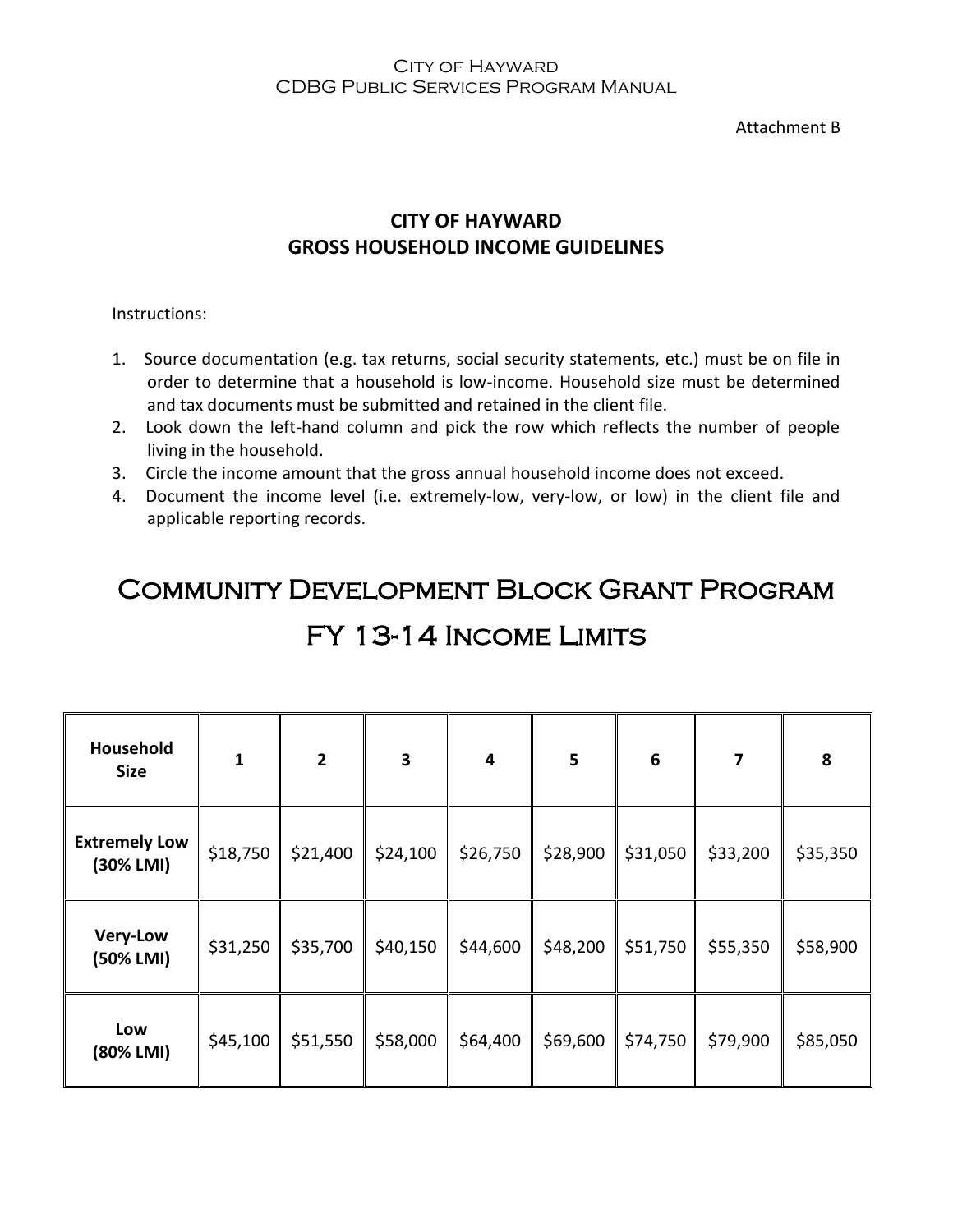Attachment B

## CITY OF HAYWARD
## GROSS HOUSEHOLD INCOME GUIDELINES

Instructions:

1. Source documentation (e.g. tax returns, social security statements, etc.) must be on file in order to determine that a household is low-income. Household size must be determined and tax documents must be submitted and retained in the client file.
2. Look down the left-hand column and pick the row which reflects the number of people living in the household.
3. Circle the income amount that the gross annual household income does not exceed.
4. Document the income level (i.e. extremely-low, very-low, or low) in the client file and applicable reporting records.

# Community Development Block Grant Program
# FY 13-14 Income Limits

| Household Size | 1 | 2 | 3 | 4 | 5 | 6 | 7 | 8 |
|---|---|---|---|---|---|---|---|---|
| **Extremely Low (30% LMI)** | $18,750 | $21,400 | $24,100 | $26,750 | $28,900 | $31,050 | $33,200 | $35,350 |
| **Very-Low (50% LMI)** | $31,250 | $35,700 | $40,150 | $44,600 | $48,200 | $51,750 | $55,350 | $58,900 |
| **Low (80% LMI)** | $45,100 | $51,550 | $58,000 | $64,400 | $69,600 | $74,750 | $79,900 | $85,050 |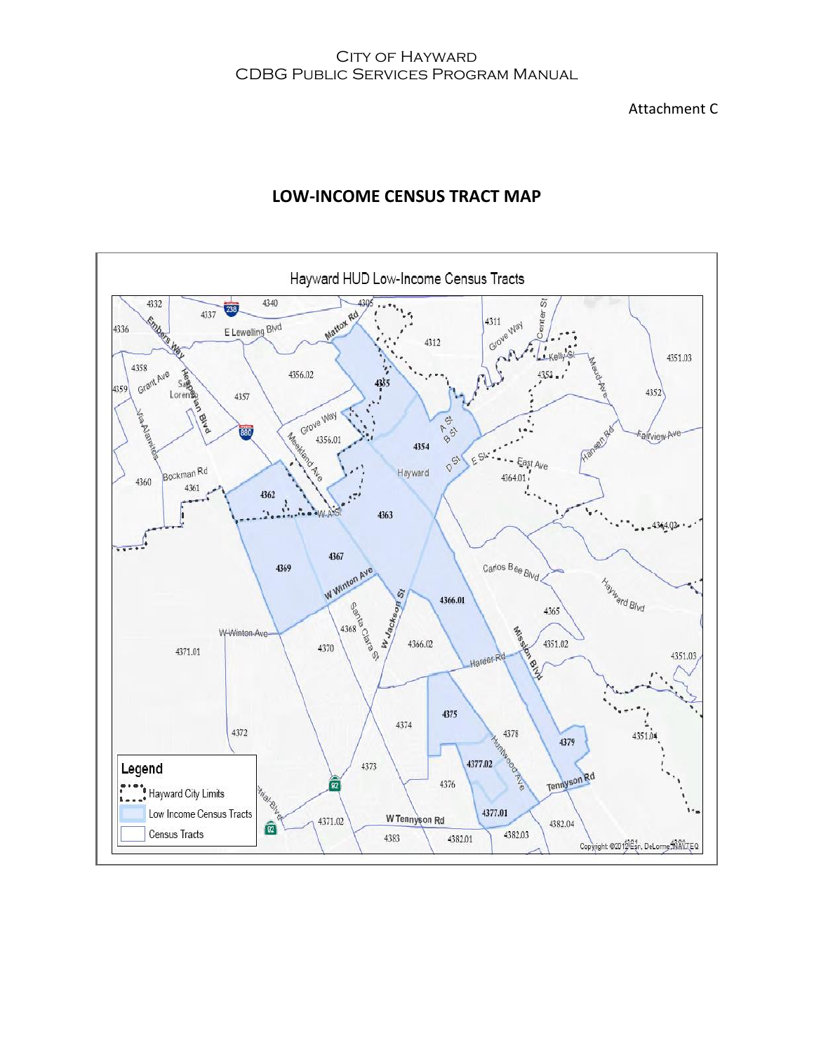Attachment C

## LOW-INCOME CENSUS TRACT MAP

Hayward HUD Low-Income Census Tracts

Legend

Hayward City Limits

Low Income Census Tracts

Census Tracts

Copyright: ©2012 Esri, DeLorme, NAVTEQ